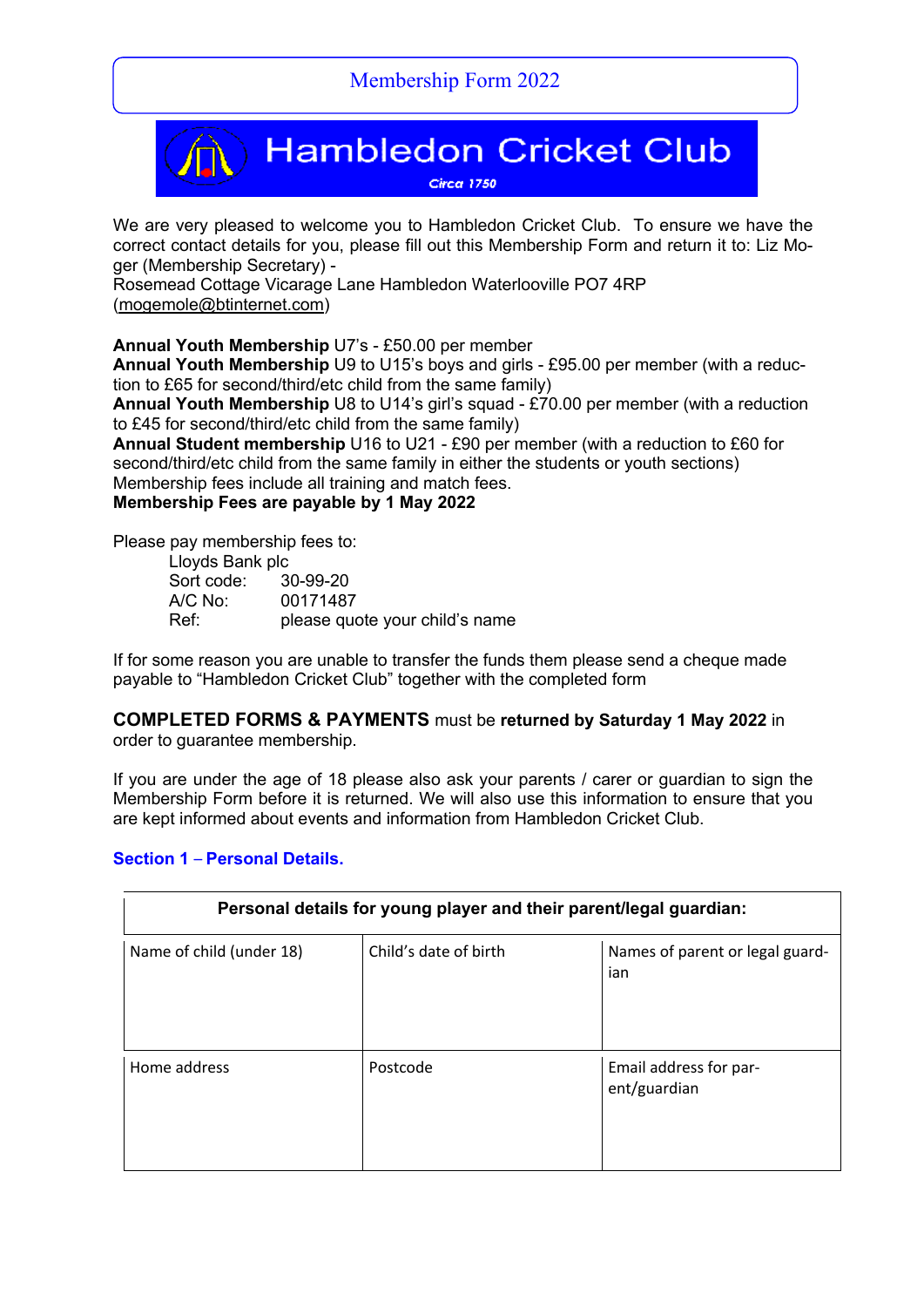# Membership Form 2022

## Hambledon Cricket Club

*Circa 1750*

We are very pleased to welcome you to Hambledon Cricket Club. To ensure we have the correct contact details for you, please fill out this Membership Form and return it to: Liz Moger (Membership Secretary) -
Rosemead Cottage Vicarage Lane Hambledon Waterlooville PO7 4RP
(mogemole@btinternet.com)

**Annual Youth Membership** U7's - £50.00 per member
**Annual Youth Membership** U9 to U15's boys and girls - £95.00 per member (with a reduction to £65 for second/third/etc child from the same family)
**Annual Youth Membership** U8 to U14's girl's squad - £70.00 per member (with a reduction to £45 for second/third/etc child from the same family)
**Annual Student membership** U16 to U21 - £90 per member (with a reduction to £60 for second/third/etc child from the same family in either the students or youth sections)
Membership fees include all training and match fees.
**Membership Fees are payable by 1 May 2022**

Please pay membership fees to:

Lloyds Bank plc
Sort code: 30-99-20
A/C No: 00171487
Ref: please quote your child's name

If for some reason you are unable to transfer the funds them please send a cheque made payable to "Hambledon Cricket Club" together with the completed form

**COMPLETED FORMS & PAYMENTS** must be **returned by Saturday 1 May 2022** in order to guarantee membership.

If you are under the age of 18 please also ask your parents / carer or guardian to sign the Membership Form before it is returned. We will also use this information to ensure that you are kept informed about events and information from Hambledon Cricket Club.

### Section 1 – Personal Details.

| Personal details for young player and their parent/legal guardian: | | |
|---|---|---|
| Name of child (under 18) | Child's date of birth | Names of parent or legal guardian |
| Home address | Postcode | Email address for parent/guardian |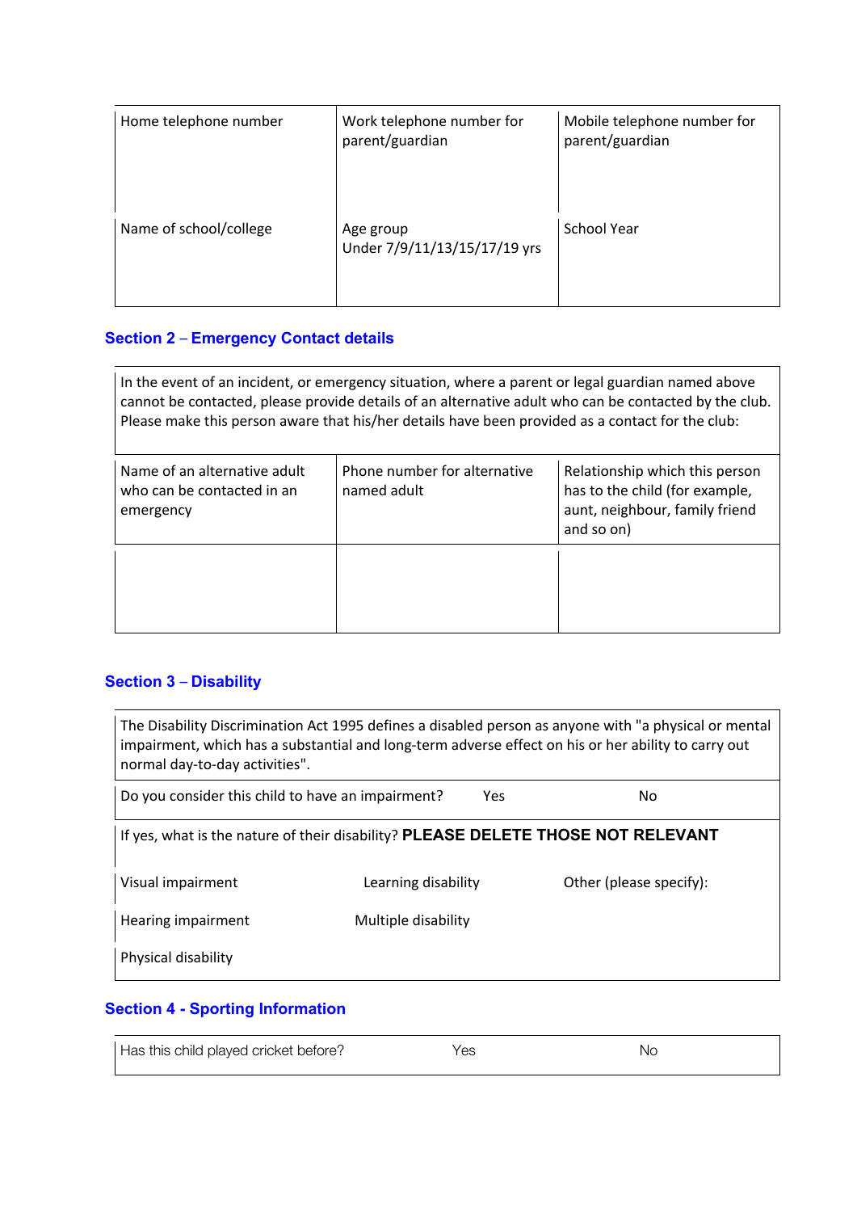| Home telephone number | Work telephone number for parent/guardian | Mobile telephone number for parent/guardian |
|---|---|---|
| Name of school/college | Age group<br>Under 7/9/11/13/15/17/19 yrs | School Year |

## Section 2 – Emergency Contact details

| In the event of an incident, or emergency situation, where a parent or legal guardian named above cannot be contacted, please provide details of an alternative adult who can be contacted by the club. Please make this person aware that his/her details have been provided as a contact for the club: | | |
|---|---|---|
| Name of an alternative adult who can be contacted in an emergency | Phone number for alternative named adult | Relationship which this person has to the child (for example, aunt, neighbour, family friend and so on) |
| | | |

## Section 3 – Disability

| The Disability Discrimination Act 1995 defines a disabled person as anyone with "a physical or mental impairment, which has a substantial and long-term adverse effect on his or her ability to carry out normal day-to-day activities". | | |
|---|---|---|
| Do you consider this child to have an impairment? | Yes | No |
| If yes, what is the nature of their disability? **PLEASE DELETE THOSE NOT RELEVANT** | | |
| Visual impairment | Learning disability | Other (please specify): |
| Hearing impairment | Multiple disability | |
| Physical disability | | |

## Section 4 - Sporting Information

| Has this child played cricket before? | Yes | No |
|---|---|---|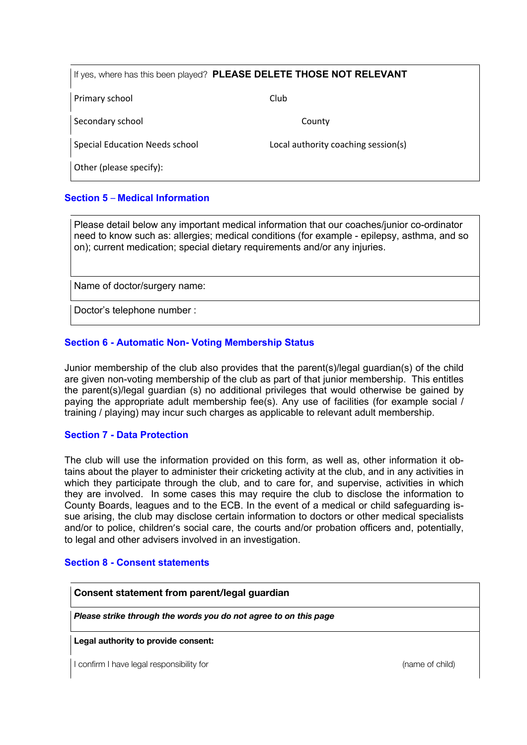| If yes, where has this been played? **PLEASE DELETE THOSE NOT RELEVANT** | |
|---|---|
| Primary school | Club |
| Secondary school | County |
| Special Education Needs school | Local authority coaching session(s) |
| Other (please specify): | |

### Section 5 – Medical Information

| Please detail below any important medical information that our coaches/junior co-ordinator need to know such as: allergies; medical conditions (for example - epilepsy, asthma, and so on); current medication; special dietary requirements and/or any injuries. |
|---|
| Name of doctor/surgery name: |
| Doctor's telephone number : |

### Section 6 - Automatic Non- Voting Membership Status

Junior membership of the club also provides that the parent(s)/legal guardian(s) of the child are given non-voting membership of the club as part of that junior membership. This entitles the parent(s)/legal guardian (s) no additional privileges that would otherwise be gained by paying the appropriate adult membership fee(s). Any use of facilities (for example social / training / playing) may incur such charges as applicable to relevant adult membership.

### Section 7 - Data Protection

The club will use the information provided on this form, as well as, other information it obtains about the player to administer their cricketing activity at the club, and in any activities in which they participate through the club, and to care for, and supervise, activities in which they are involved. In some cases this may require the club to disclose the information to County Boards, leagues and to the ECB. In the event of a medical or child safeguarding issue arising, the club may disclose certain information to doctors or other medical specialists and/or to police, children's social care, the courts and/or probation officers and, potentially, to legal and other advisers involved in an investigation.

### Section 8 - Consent statements

| **Consent statement from parent/legal guardian** | |
|---|---|
| ***Please strike through the words you do not agree to on this page*** | |
| **Legal authority to provide consent:** | |
| I confirm I have legal responsibility for | (name of child) |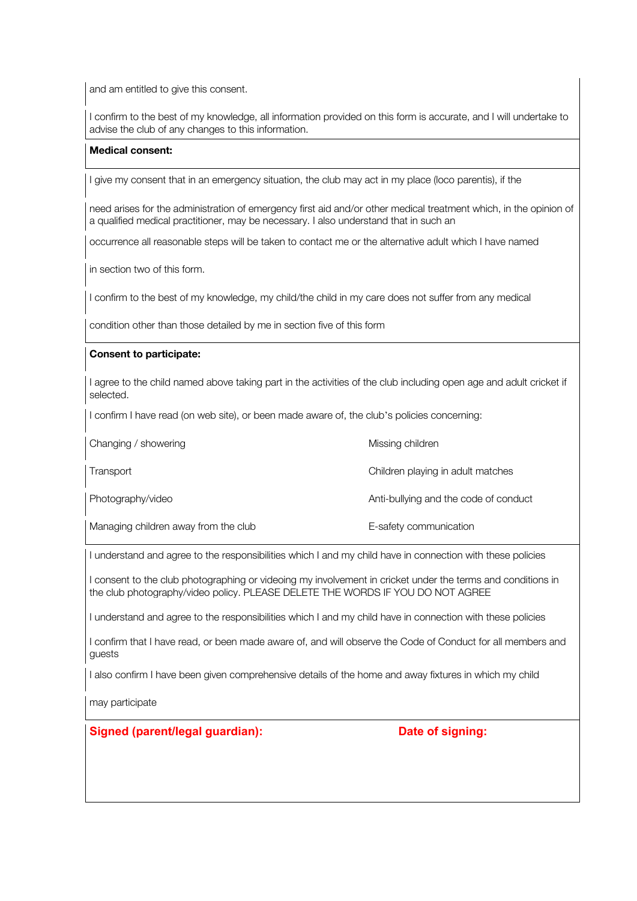and am entitled to give this consent.

I confirm to the best of my knowledge, all information provided on this form is accurate, and I will undertake to advise the club of any changes to this information.

**Medical consent:**

I give my consent that in an emergency situation, the club may act in my place (loco parentis), if the need arises for the administration of emergency first aid and/or other medical treatment which, in the opinion of a qualified medical practitioner, may be necessary. I also understand that in such an occurrence all reasonable steps will be taken to contact me or the alternative adult which I have named in section two of this form.

I confirm to the best of my knowledge, my child/the child in my care does not suffer from any medical condition other than those detailed by me in section five of this form

**Consent to participate:**

I agree to the child named above taking part in the activities of the club including open age and adult cricket if selected.

I confirm I have read (on web site), or been made aware of, the club's policies concerning:

| | |
|---|---|
| Changing / showering | Missing children |
| Transport | Children playing in adult matches |
| Photography/video | Anti-bullying and the code of conduct |
| Managing children away from the club | E-safety communication |

I understand and agree to the responsibilities which I and my child have in connection with these policies

I consent to the club photographing or videoing my involvement in cricket under the terms and conditions in the club photography/video policy. PLEASE DELETE THE WORDS IF YOU DO NOT AGREE

I understand and agree to the responsibilities which I and my child have in connection with these policies

I confirm that I have read, or been made aware of, and will observe the Code of Conduct for all members and guests

I also confirm I have been given comprehensive details of the home and away fixtures in which my child may participate

**Signed (parent/legal guardian):** **Date of signing:**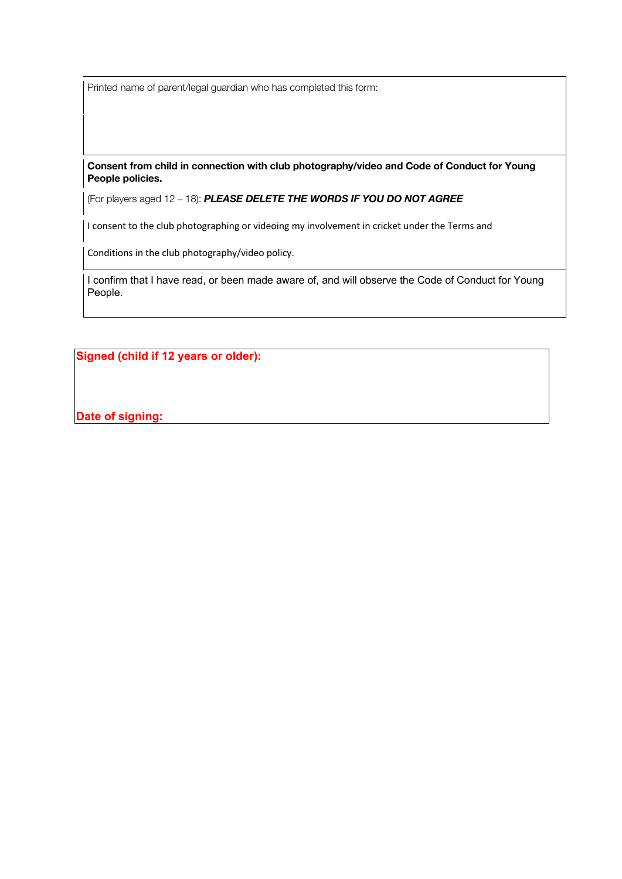Printed name of parent/legal guardian who has completed this form:

**Consent from child in connection with club photography/video and Code of Conduct for Young People policies.**

(For players aged 12 – 18): ***PLEASE DELETE THE WORDS IF YOU DO NOT AGREE***

I consent to the club photographing or videoing my involvement in cricket under the Terms and Conditions in the club photography/video policy.

I confirm that I have read, or been made aware of, and will observe the Code of Conduct for Young People.

**Signed (child if 12 years or older):**

**Date of signing:**